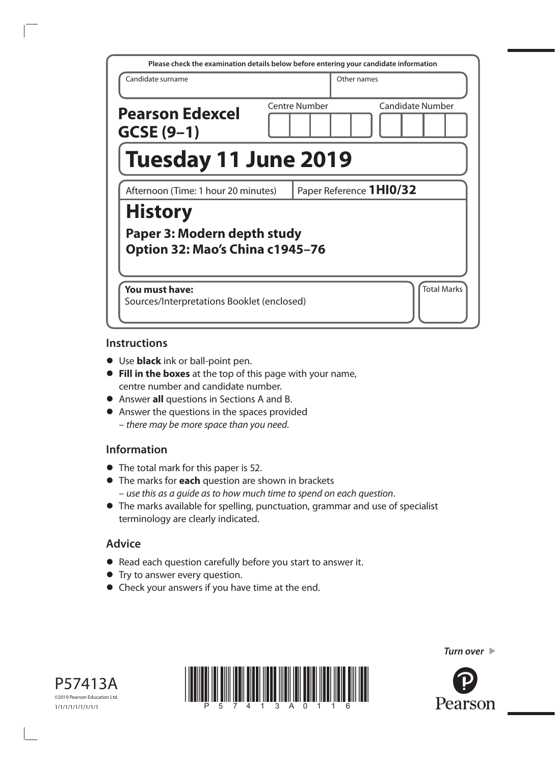Please check the examination details below before entering your candidate information

| Candidate surname | Other names |
| --- | --- |
| | |

**Pearson Edexcel GCSE (9–1)**

Centre Number | Candidate Number

# Tuesday 11 June 2019

Afternoon (Time: 1 hour 20 minutes) | Paper Reference **1HI0/32**

# History

## Paper 3: Modern depth study
## Option 32: Mao's China c1945–76

**You must have:**
Sources/Interpretations Booklet (enclosed)

Total Marks

## Instructions

- Use **black** ink or ball-point pen.
- **Fill in the boxes** at the top of this page with your name, centre number and candidate number.
- Answer **all** questions in Sections A and B.
- Answer the questions in the spaces provided – *there may be more space than you need*.

## Information

- The total mark for this paper is 52.
- The marks for **each** question are shown in brackets – *use this as a guide as to how much time to spend on each question*.
- The marks available for spelling, punctuation, grammar and use of specialist terminology are clearly indicated.

## Advice

- Read each question carefully before you start to answer it.
- Try to answer every question.
- Check your answers if you have time at the end.

P57413A
©2019 Pearson Education Ltd.
1/1/1/1/1/1/1/1/1

*Turn over*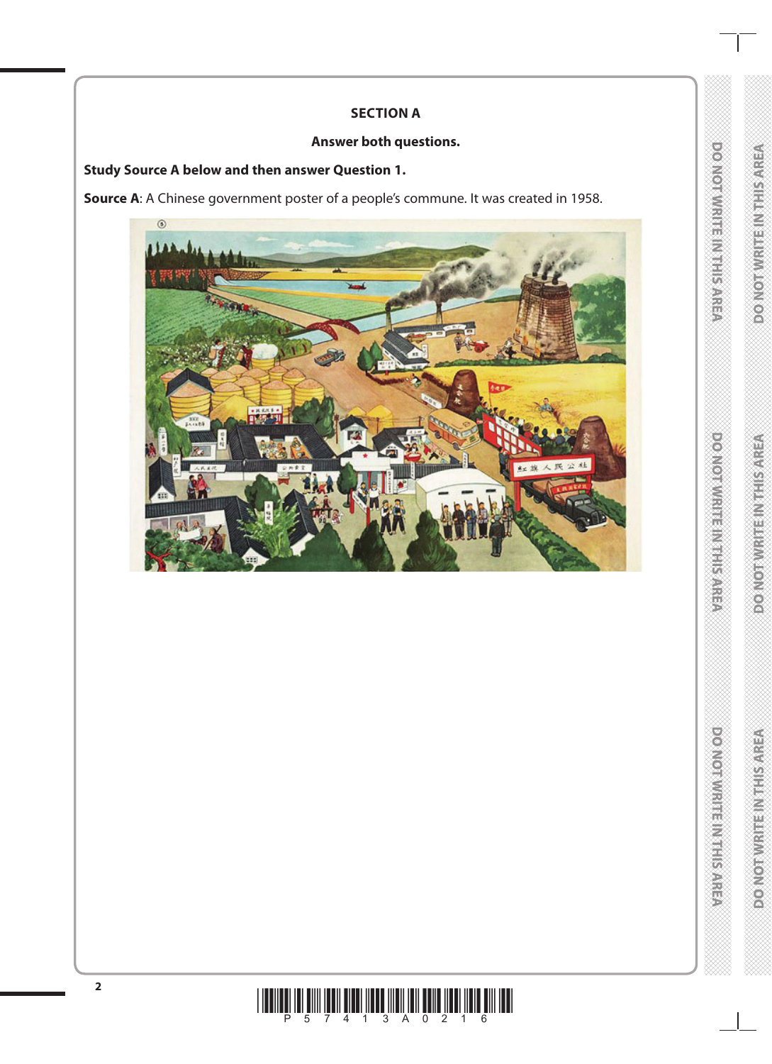## SECTION A

**Answer both questions.**

**Study Source A below and then answer Question 1.**

**Source A**: A Chinese government poster of a people's commune. It was created in 1958.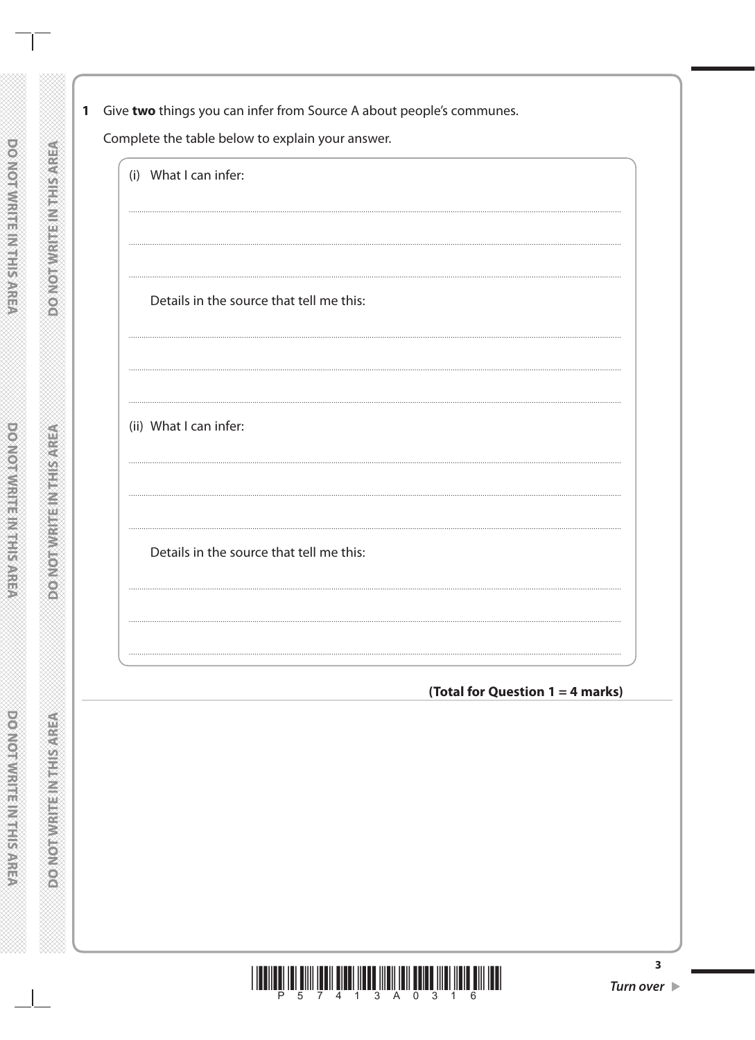**1** Give **two** things you can infer from Source A about people's communes.

Complete the table below to explain your answer.

(i) What I can infer:

..........................................................................................................................................

..........................................................................................................................................

..........................................................................................................................................

Details in the source that tell me this:

..........................................................................................................................................

..........................................................................................................................................

..........................................................................................................................................

(ii) What I can infer:

..........................................................................................................................................

..........................................................................................................................................

..........................................................................................................................................

Details in the source that tell me this:

..........................................................................................................................................

..........................................................................................................................................

..........................................................................................................................................

**(Total for Question 1 = 4 marks)**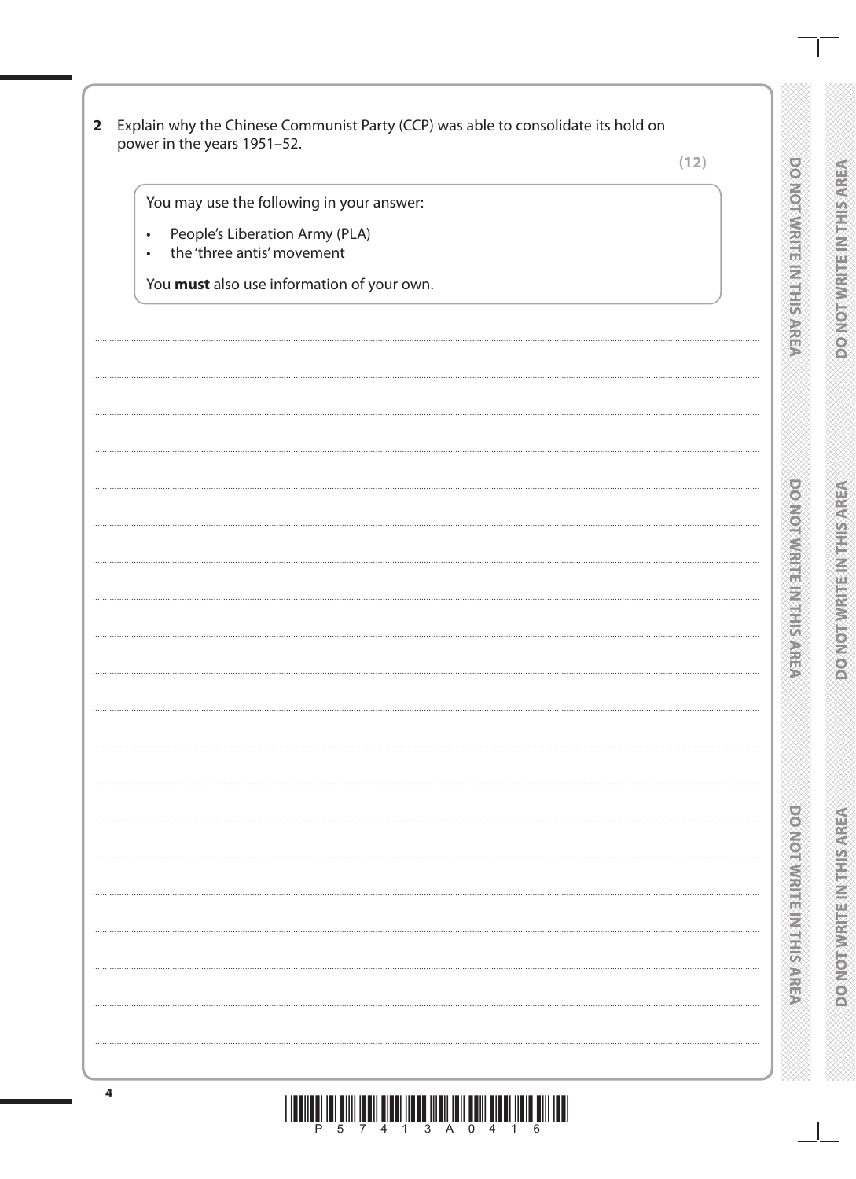**2** Explain why the Chinese Communist Party (CCP) was able to consolidate its hold on power in the years 1951–52.

**(12)**

> You may use the following in your answer:
>
> - People's Liberation Army (PLA)
> - the 'three antis' movement
>
> You **must** also use information of your own.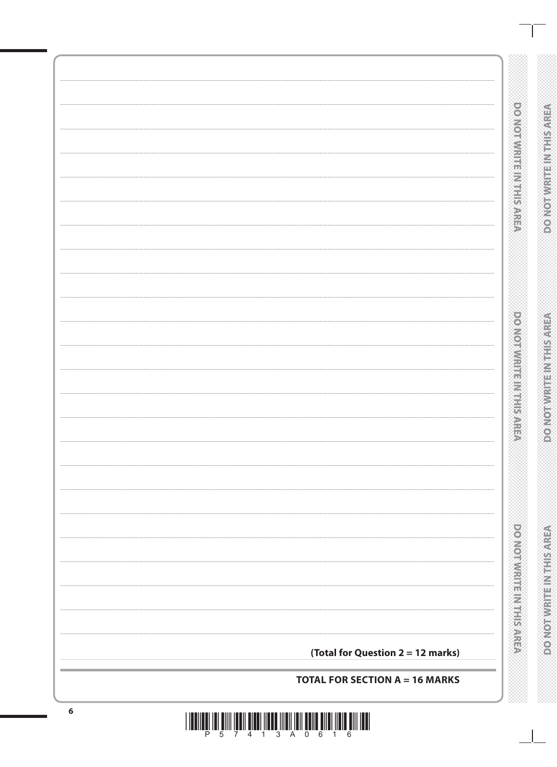**(Total for Question 2 = 12 marks)**

**TOTAL FOR SECTION A = 16 MARKS**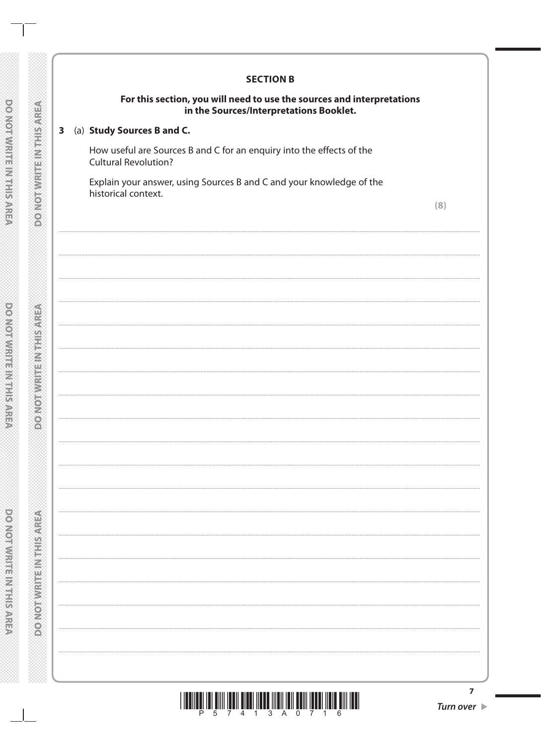## SECTION B

**For this section, you will need to use the sources and interpretations in the Sources/Interpretations Booklet.**

**3** (a) **Study Sources B and C.**

How useful are Sources B and C for an enquiry into the effects of the Cultural Revolution?

Explain your answer, using Sources B and C and your knowledge of the historical context.

**(8)**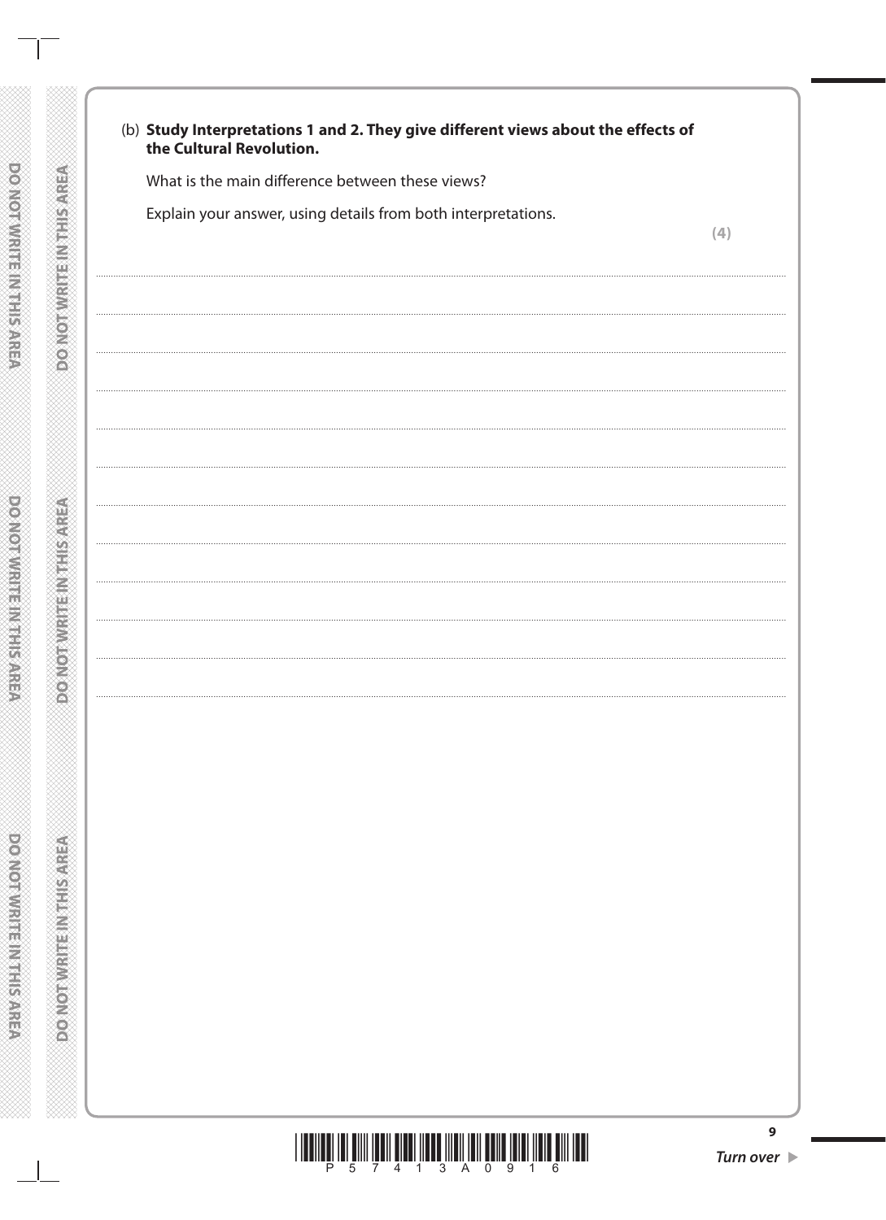(b) **Study Interpretations 1 and 2. They give different views about the effects of the Cultural Revolution.**

What is the main difference between these views?

Explain your answer, using details from both interpretations.

**(4)**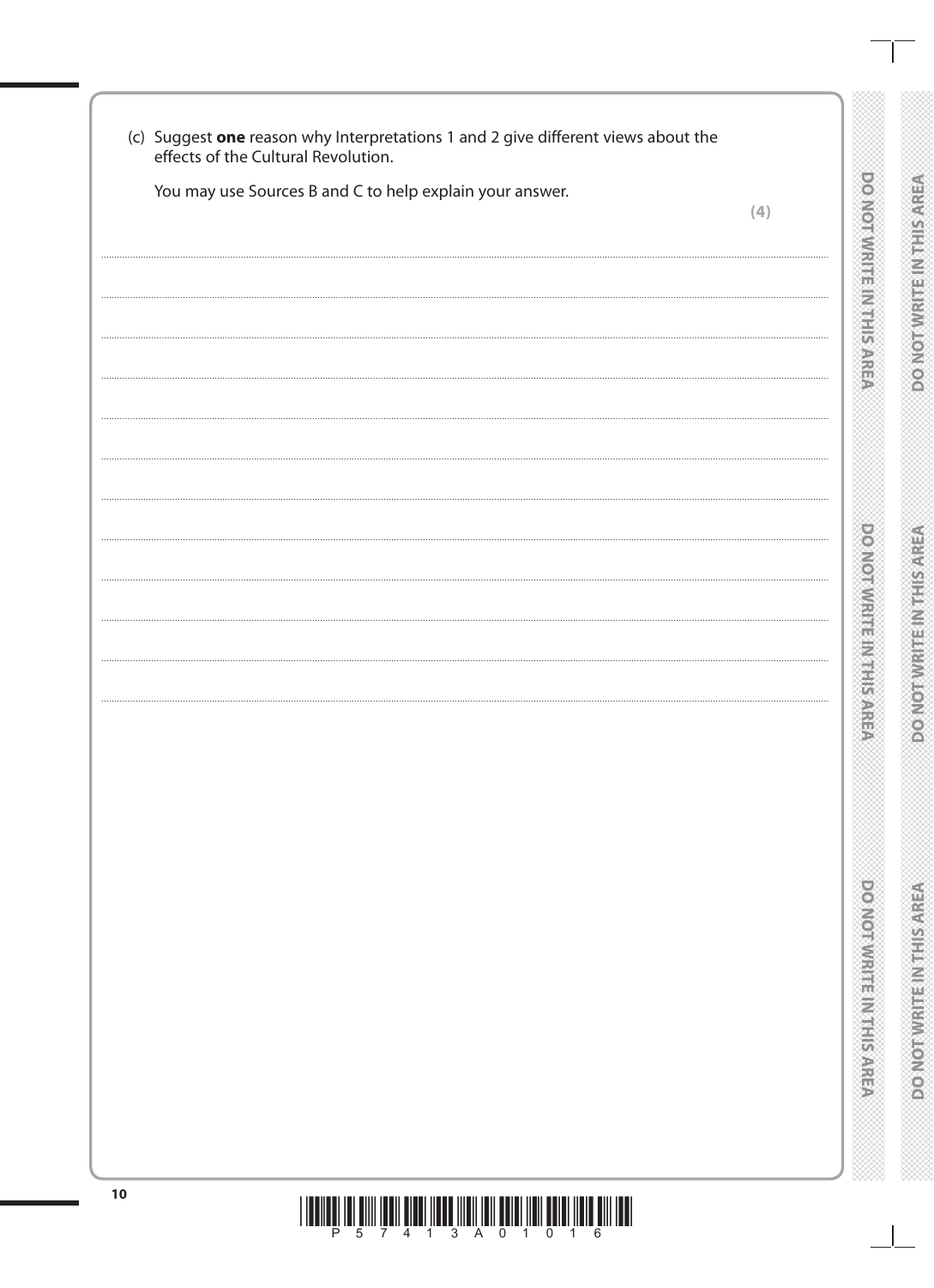(c) Suggest **one** reason why Interpretations 1 and 2 give different views about the effects of the Cultural Revolution.

You may use Sources B and C to help explain your answer.

**(4)**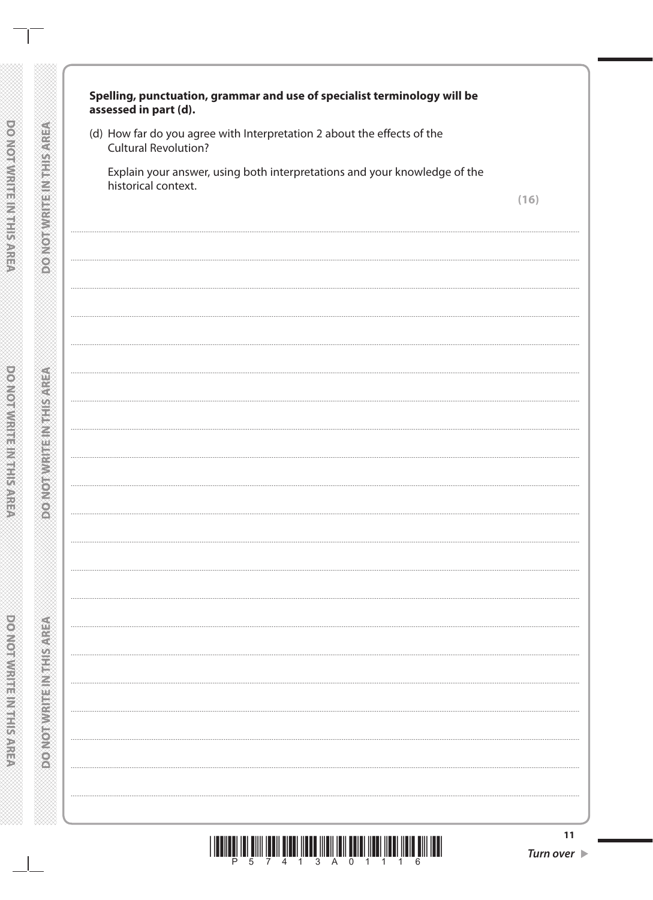**Spelling, punctuation, grammar and use of specialist terminology will be assessed in part (d).**

(d) How far do you agree with Interpretation 2 about the effects of the Cultural Revolution?

Explain your answer, using both interpretations and your knowledge of the historical context.

**(16)**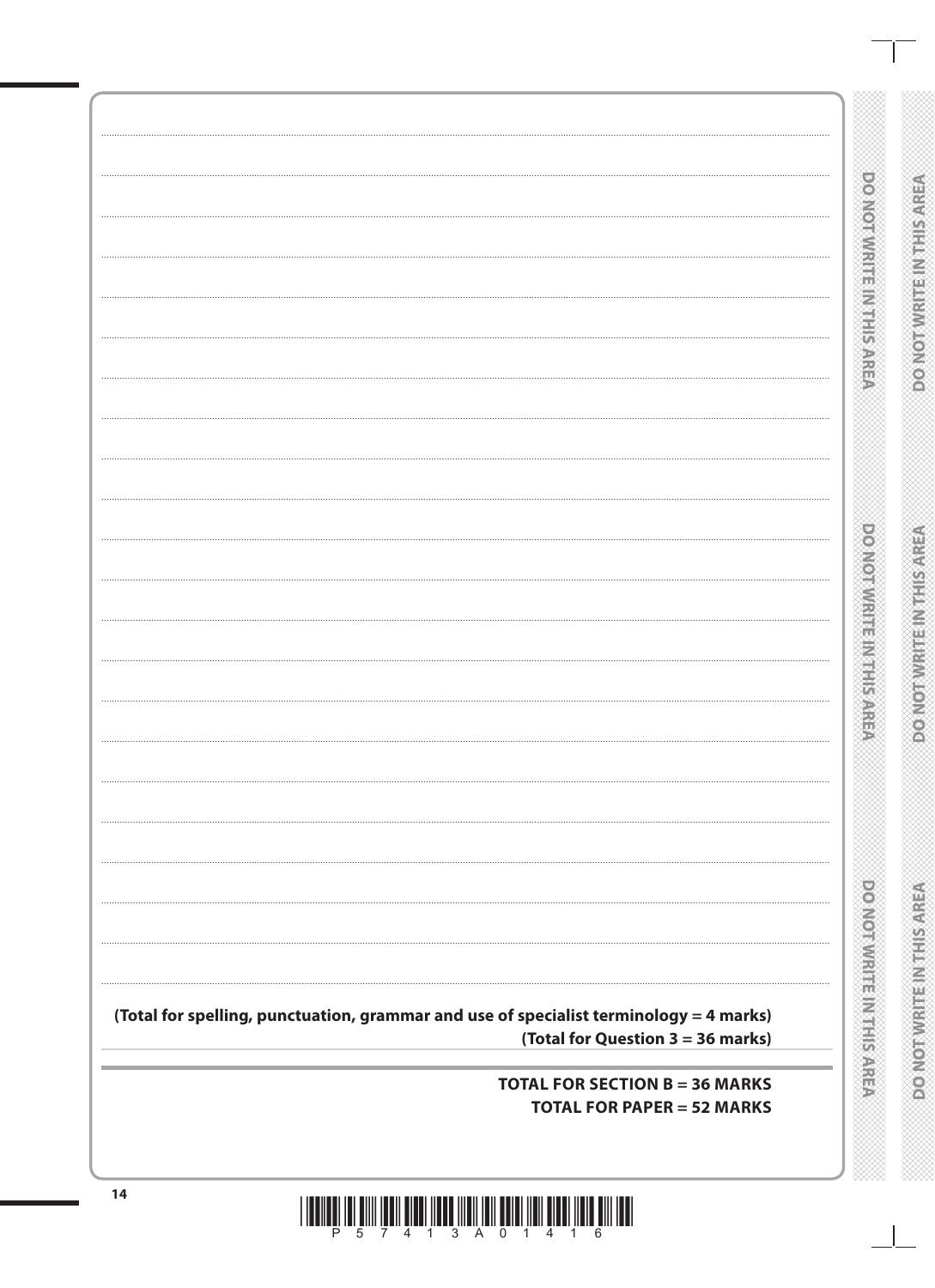(Total for spelling, punctuation, grammar and use of specialist terminology = 4 marks)

(Total for Question 3 = 36 marks)

**TOTAL FOR SECTION B = 36 MARKS**

**TOTAL FOR PAPER = 52 MARKS**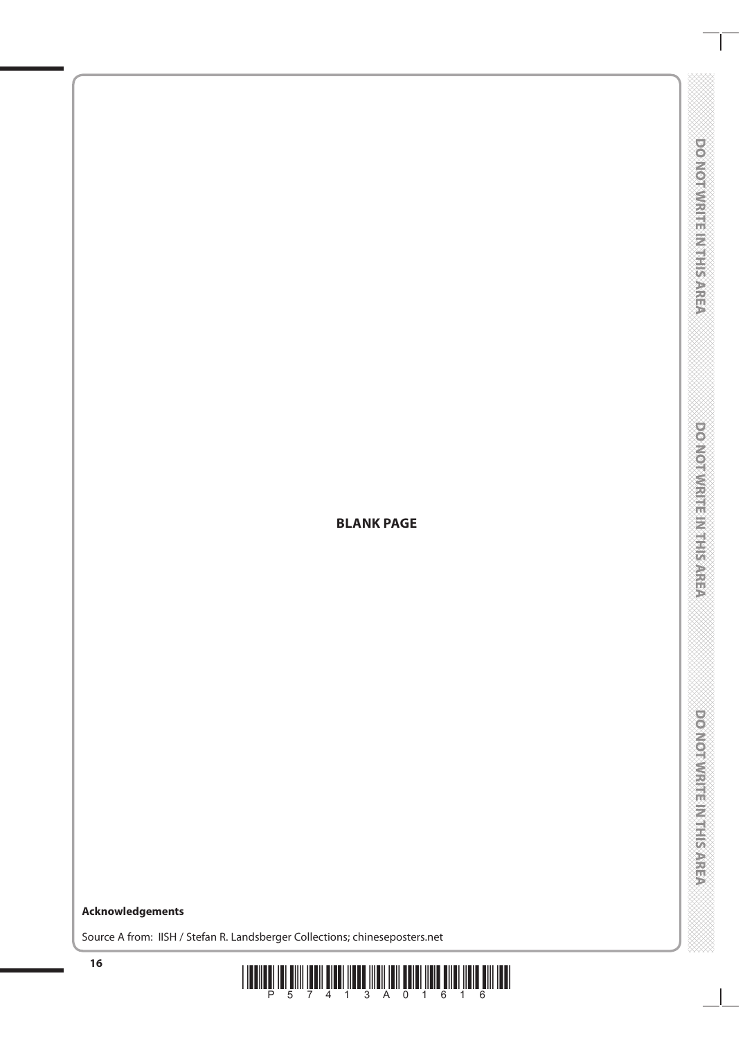**BLANK PAGE**

**Acknowledgements**

Source A from: IISH / Stefan R. Landsberger Collections; chineseposters.net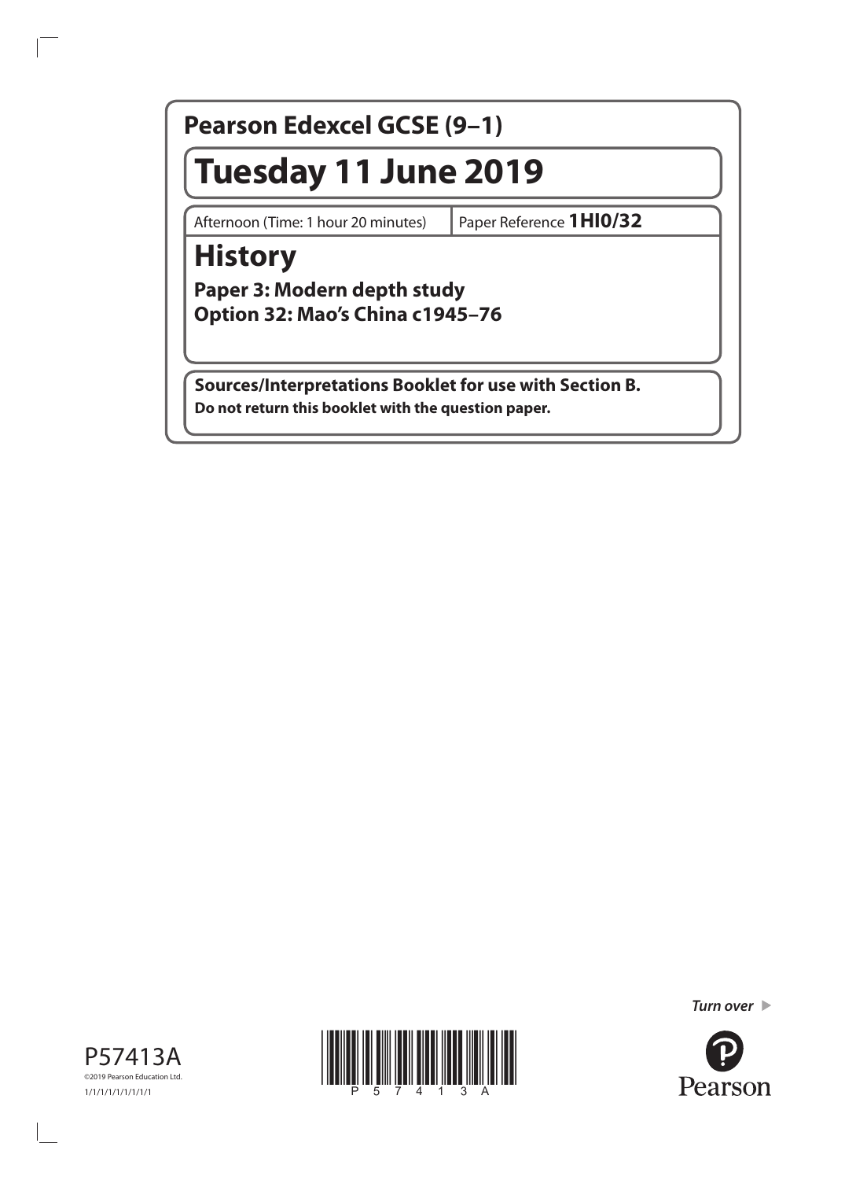# Pearson Edexcel GCSE (9–1)

# Tuesday 11 June 2019

Afternoon (Time: 1 hour 20 minutes) | Paper Reference **1HI0/32**

# History

**Paper 3: Modern depth study**
**Option 32: Mao's China c1945–76**

**Sources/Interpretations Booklet for use with Section B.**
**Do not return this booklet with the question paper.**

*Turn over*

P57413A
©2019 Pearson Education Ltd.
1/1/1/1/1/1/1/1/1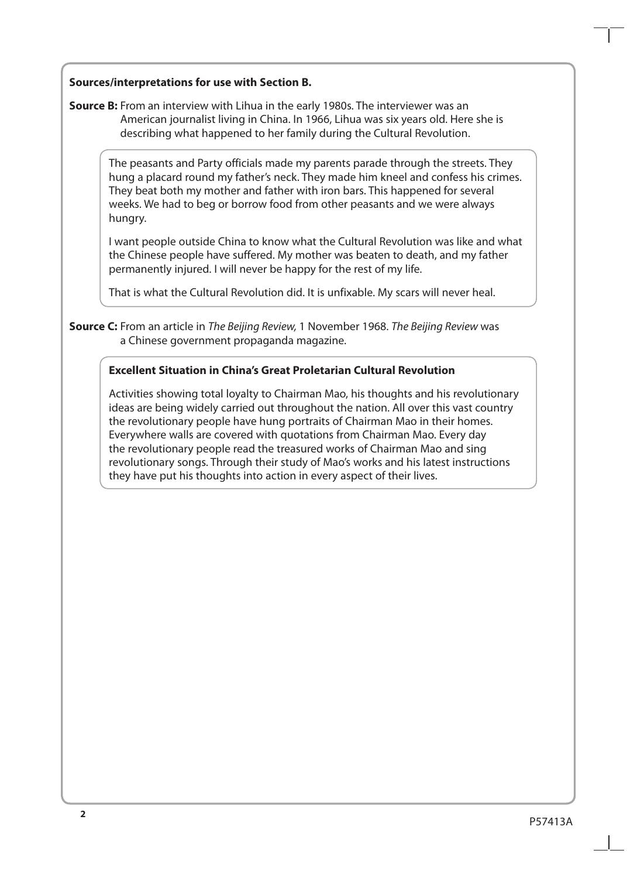**Sources/interpretations for use with Section B.**

**Source B:** From an interview with Lihua in the early 1980s. The interviewer was an American journalist living in China. In 1966, Lihua was six years old. Here she is describing what happened to her family during the Cultural Revolution.

> The peasants and Party officials made my parents parade through the streets. They hung a placard round my father's neck. They made him kneel and confess his crimes. They beat both my mother and father with iron bars. This happened for several weeks. We had to beg or borrow food from other peasants and we were always hungry.
>
> I want people outside China to know what the Cultural Revolution was like and what the Chinese people have suffered. My mother was beaten to death, and my father permanently injured. I will never be happy for the rest of my life.
>
> That is what the Cultural Revolution did. It is unfixable. My scars will never heal.

**Source C:** From an article in *The Beijing Review,* 1 November 1968. *The Beijing Review* was a Chinese government propaganda magazine.

> **Excellent Situation in China's Great Proletarian Cultural Revolution**
>
> Activities showing total loyalty to Chairman Mao, his thoughts and his revolutionary ideas are being widely carried out throughout the nation. All over this vast country the revolutionary people have hung portraits of Chairman Mao in their homes. Everywhere walls are covered with quotations from Chairman Mao. Every day the revolutionary people read the treasured works of Chairman Mao and sing revolutionary songs. Through their study of Mao's works and his latest instructions they have put his thoughts into action in every aspect of their lives.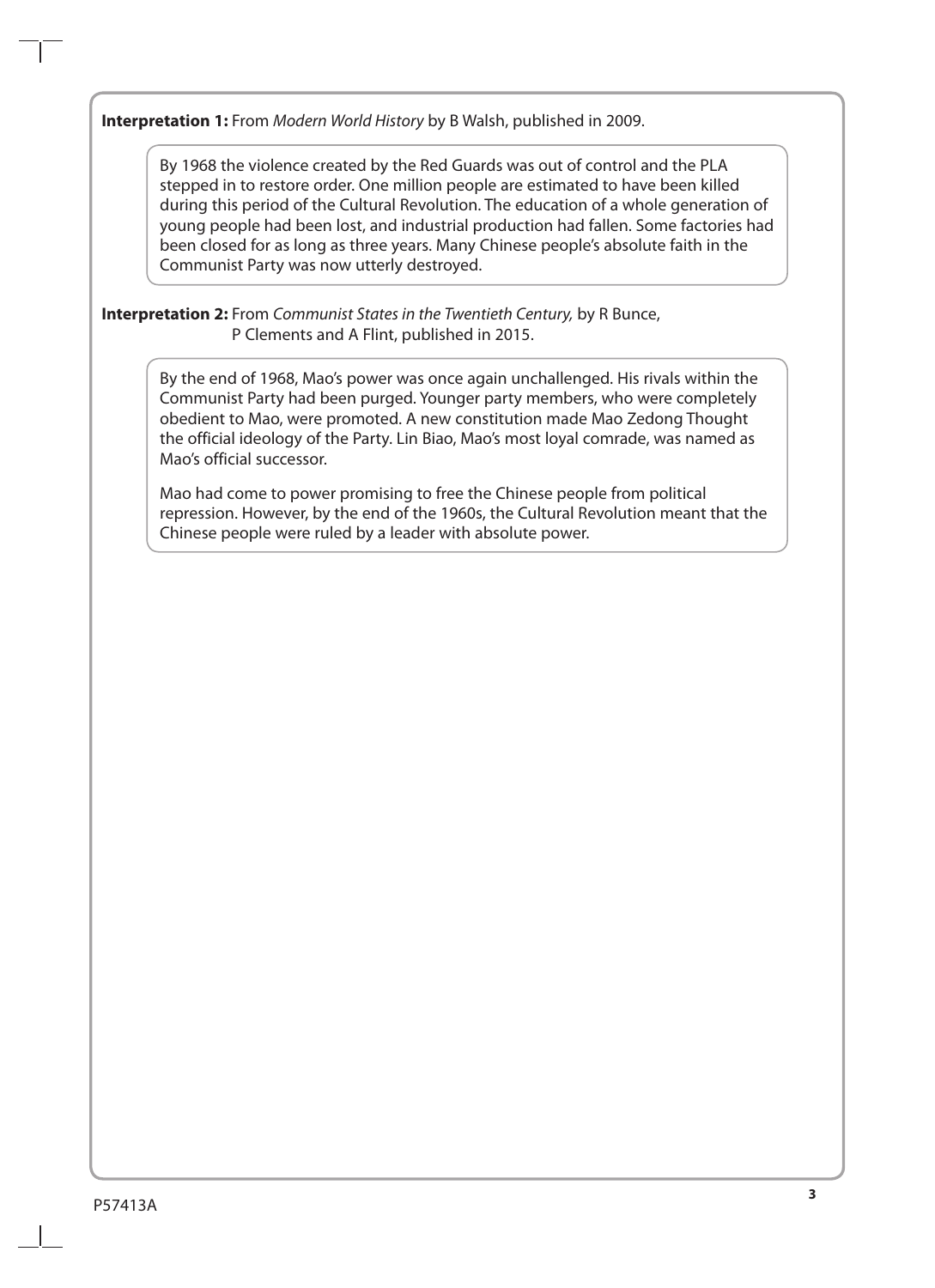**Interpretation 1:** From *Modern World History* by B Walsh, published in 2009.

> By 1968 the violence created by the Red Guards was out of control and the PLA stepped in to restore order. One million people are estimated to have been killed during this period of the Cultural Revolution. The education of a whole generation of young people had been lost, and industrial production had fallen. Some factories had been closed for as long as three years. Many Chinese people's absolute faith in the Communist Party was now utterly destroyed.

**Interpretation 2:** From *Communist States in the Twentieth Century,* by R Bunce, P Clements and A Flint, published in 2015.

> By the end of 1968, Mao's power was once again unchallenged. His rivals within the Communist Party had been purged. Younger party members, who were completely obedient to Mao, were promoted. A new constitution made Mao Zedong Thought the official ideology of the Party. Lin Biao, Mao's most loyal comrade, was named as Mao's official successor.
>
> Mao had come to power promising to free the Chinese people from political repression. However, by the end of the 1960s, the Cultural Revolution meant that the Chinese people were ruled by a leader with absolute power.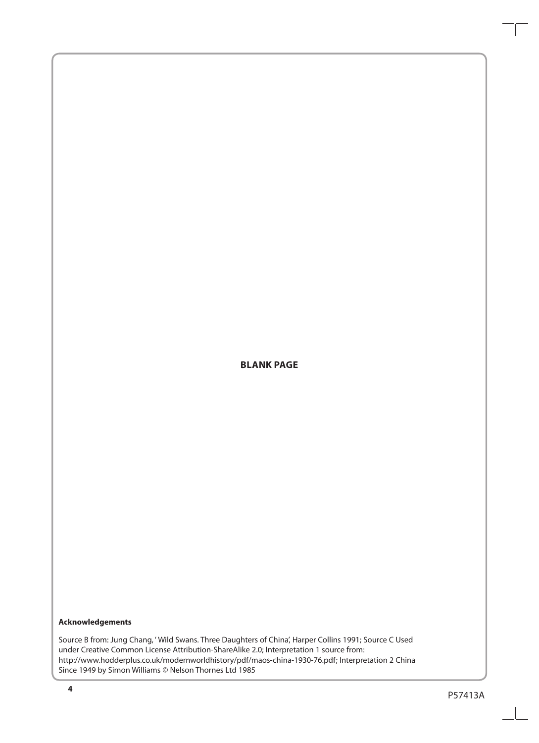**BLANK PAGE**

**Acknowledgements**

Source B from: Jung Chang, ' Wild Swans. Three Daughters of China', Harper Collins 1991; Source C Used under Creative Common License Attribution-ShareAlike 2.0; Interpretation 1 source from: http://www.hodderplus.co.uk/modernworldhistory/pdf/maos-china-1930-76.pdf; Interpretation 2 China Since 1949 by Simon Williams © Nelson Thornes Ltd 1985